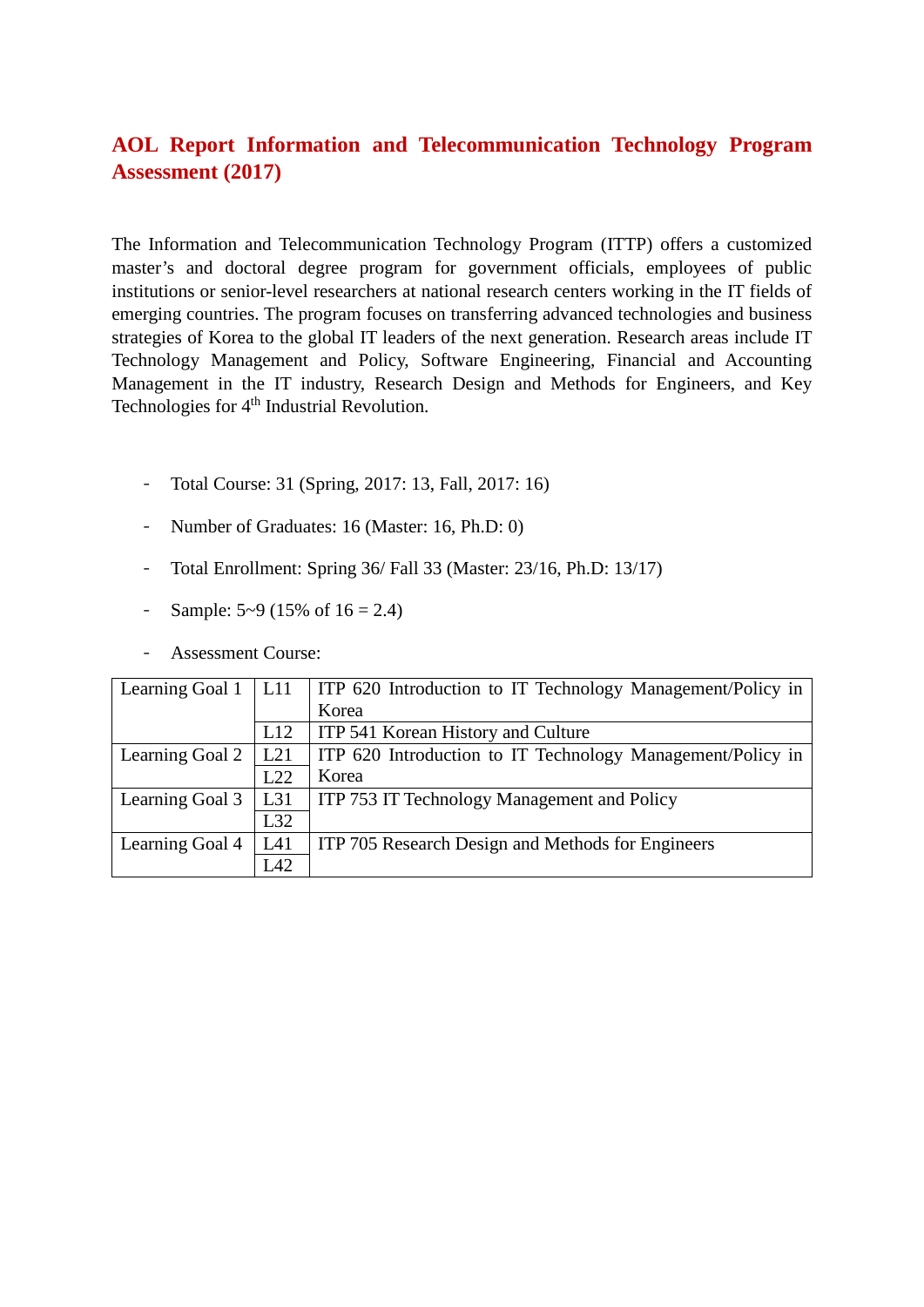# AOL Report Information and Telecommunication Technology Program Assessment (2017)

The Information and Telecommunication Technology Program (ITTP) offers a customized master's and doctoral degree program for government officials, employees of public institutions or senior-level researchers at national research centers working in the IT fields of emerging countries. The program focuses on transferring advanced technologies and business strategies of Korea to the global IT leaders of the next generation. Research areas include IT Technology Management and Policy, Software Engineering, Financial and Accounting Management in the IT industry, Research Design and Methods for Engineers, and Key Technologies for 4th Industrial Revolution.

- Total Course: 31 (Spring, 2017: 13, Fall, 2017: 16)
- Number of Graduates: 16 (Master: 16, Ph.D: 0)
- Total Enrollment: Spring 36/ Fall 33 (Master: 23/16, Ph.D: 13/17)
- Sample: 5~9 (15% of 16 = 2.4)
- Assessment Course:

| | | |
|---|---|---|
| Learning Goal 1 | L11 | ITP 620 Introduction to IT Technology Management/Policy in Korea |
| | L12 | ITP 541 Korean History and Culture |
| Learning Goal 2 | L21 | ITP 620 Introduction to IT Technology Management/Policy in Korea |
| | L22 | |
| Learning Goal 3 | L31 | ITP 753 IT Technology Management and Policy |
| | L32 | |
| Learning Goal 4 | L41 | ITP 705 Research Design and Methods for Engineers |
| | L42 | |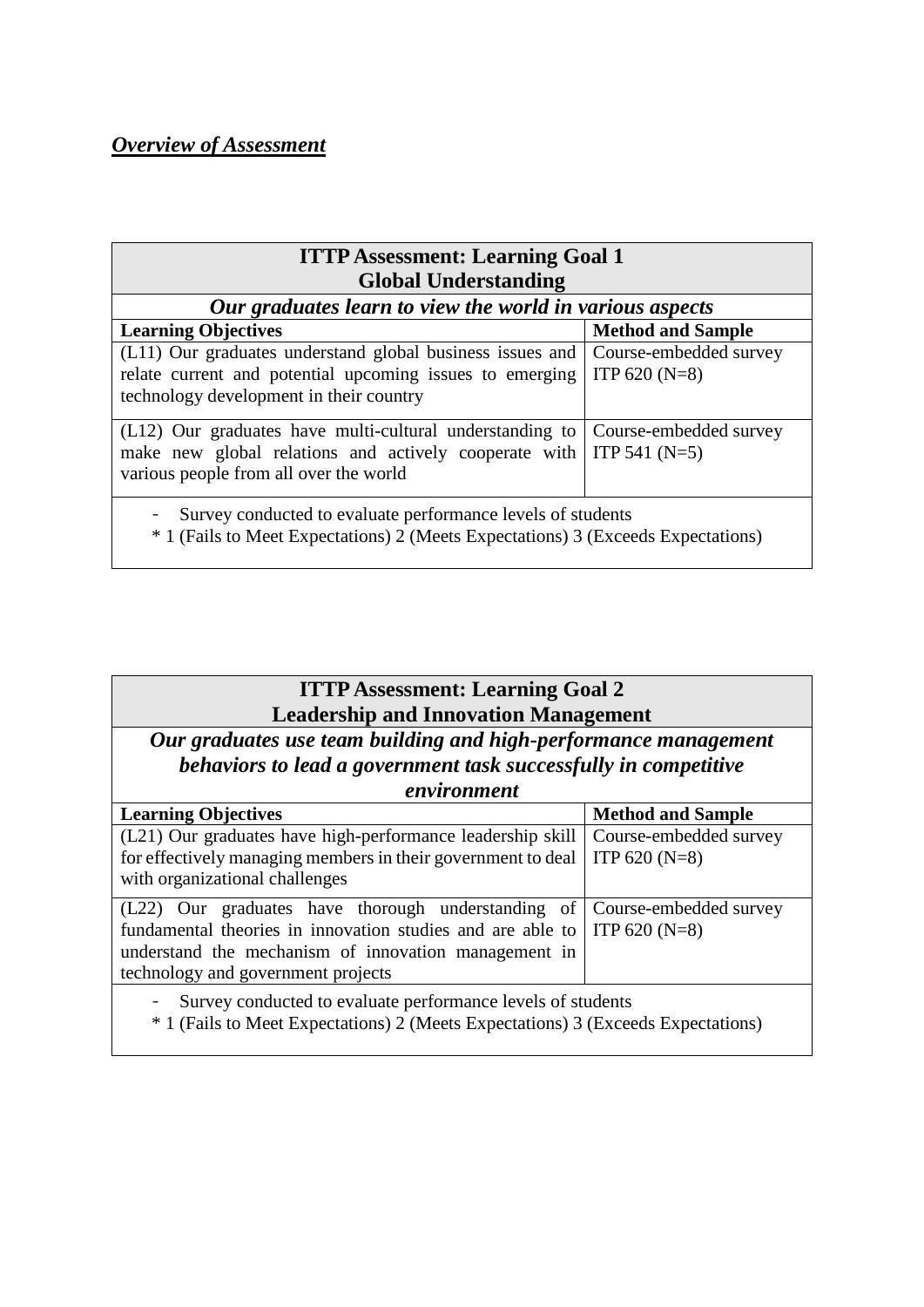## ***Overview of Assessment***

| **ITTP Assessment: Learning Goal 1**<br>**Global Understanding** | |
|---|---|
| ***Our graduates learn to view the world in various aspects*** | |
| **Learning Objectives** | **Method and Sample** |
| (L11) Our graduates understand global business issues and relate current and potential upcoming issues to emerging technology development in their country | Course-embedded survey<br>ITP 620 (N=8) |
| (L12) Our graduates have multi-cultural understanding to make new global relations and actively cooperate with various people from all over the world | Course-embedded survey<br>ITP 541 (N=5) |
| - Survey conducted to evaluate performance levels of students<br>* 1 (Fails to Meet Expectations) 2 (Meets Expectations) 3 (Exceeds Expectations) | |

| **ITTP Assessment: Learning Goal 2**<br>**Leadership and Innovation Management** | |
|---|---|
| ***Our graduates use team building and high-performance management behaviors to lead a government task successfully in competitive environment*** | |
| **Learning Objectives** | **Method and Sample** |
| (L21) Our graduates have high-performance leadership skill for effectively managing members in their government to deal with organizational challenges | Course-embedded survey<br>ITP 620 (N=8) |
| (L22) Our graduates have thorough understanding of fundamental theories in innovation studies and are able to understand the mechanism of innovation management in technology and government projects | Course-embedded survey<br>ITP 620 (N=8) |
| - Survey conducted to evaluate performance levels of students<br>* 1 (Fails to Meet Expectations) 2 (Meets Expectations) 3 (Exceeds Expectations) | |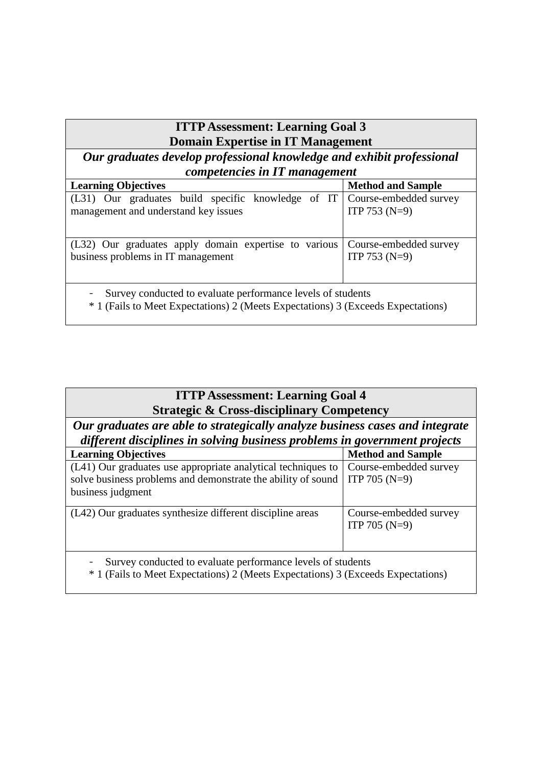| **ITTP Assessment: Learning Goal 3**<br>**Domain Expertise in IT Management** | |
|---|---|
| ***Our graduates develop professional knowledge and exhibit professional competencies in IT management*** | |
| **Learning Objectives** | **Method and Sample** |
| (L31) Our graduates build specific knowledge of IT management and understand key issues | Course-embedded survey<br>ITP 753 (N=9) |
| (L32) Our graduates apply domain expertise to various business problems in IT management | Course-embedded survey<br>ITP 753 (N=9) |
| - Survey conducted to evaluate performance levels of students<br>* 1 (Fails to Meet Expectations) 2 (Meets Expectations) 3 (Exceeds Expectations) | |

| **ITTP Assessment: Learning Goal 4**<br>**Strategic & Cross-disciplinary Competency** | |
|---|---|
| ***Our graduates are able to strategically analyze business cases and integrate different disciplines in solving business problems in government projects*** | |
| **Learning Objectives** | **Method and Sample** |
| (L41) Our graduates use appropriate analytical techniques to solve business problems and demonstrate the ability of sound business judgment | Course-embedded survey<br>ITP 705 (N=9) |
| (L42) Our graduates synthesize different discipline areas | Course-embedded survey<br>ITP 705 (N=9) |
| - Survey conducted to evaluate performance levels of students<br>* 1 (Fails to Meet Expectations) 2 (Meets Expectations) 3 (Exceeds Expectations) | |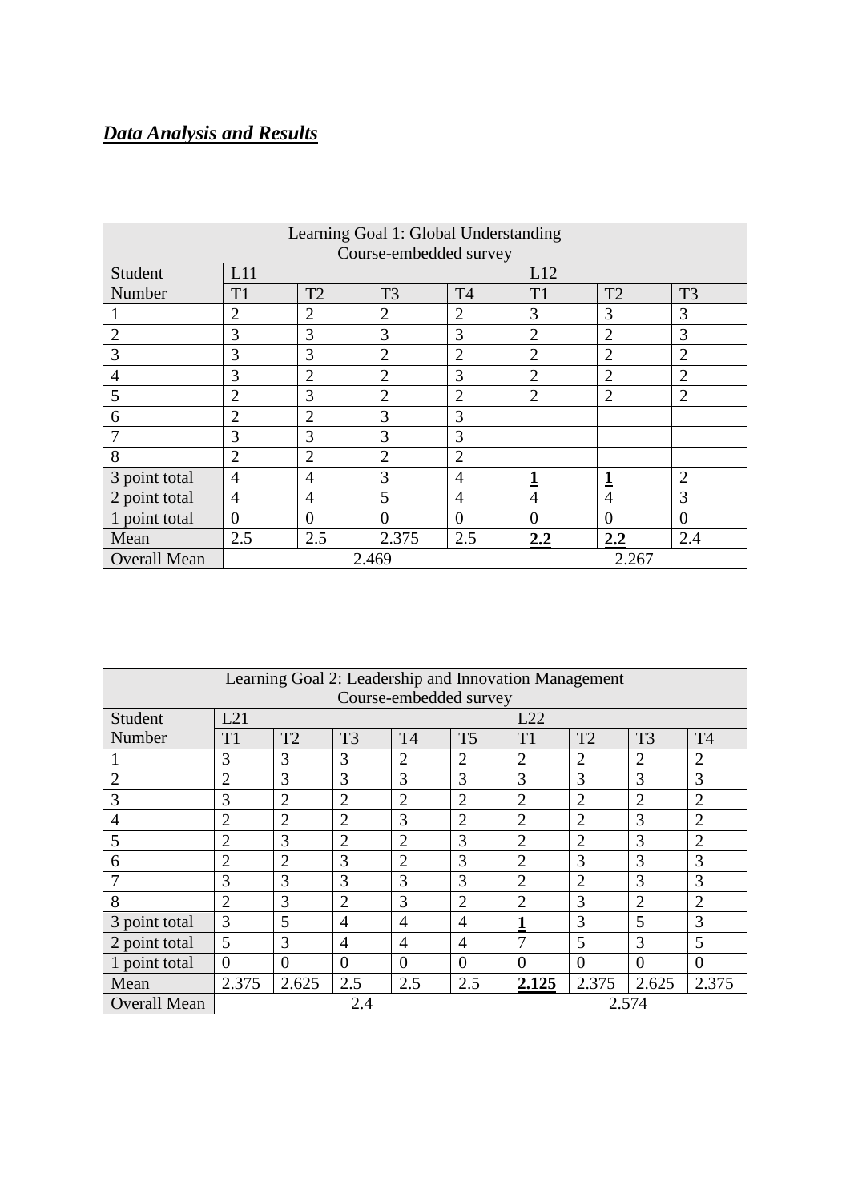***Data Analysis and Results***

| Learning Goal 1: Global Understanding<br>Course-embedded survey | | | | | | | |
|---|---|---|---|---|---|---|---|
| Student Number | L11 | | | | L12 | | |
| | T1 | T2 | T3 | T4 | T1 | T2 | T3 |
| 1 | 2 | 2 | 2 | 2 | 3 | 3 | 3 |
| 2 | 3 | 3 | 3 | 3 | 2 | 2 | 3 |
| 3 | 3 | 3 | 2 | 2 | 2 | 2 | 2 |
| 4 | 3 | 2 | 2 | 3 | 2 | 2 | 2 |
| 5 | 2 | 3 | 2 | 2 | 2 | 2 | 2 |
| 6 | 2 | 2 | 3 | 3 | | | |
| 7 | 3 | 3 | 3 | 3 | | | |
| 8 | 2 | 2 | 2 | 2 | | | |
| 3 point total | 4 | 4 | 3 | 4 | **1** | **1** | 2 |
| 2 point total | 4 | 4 | 5 | 4 | 4 | 4 | 3 |
| 1 point total | 0 | 0 | 0 | 0 | 0 | 0 | 0 |
| Mean | 2.5 | 2.5 | 2.375 | 2.5 | **2.2** | **2.2** | 2.4 |
| Overall Mean | 2.469 | | | | 2.267 | | |

| Learning Goal 2: Leadership and Innovation Management<br>Course-embedded survey | | | | | | | | | |
|---|---|---|---|---|---|---|---|---|---|
| Student Number | L21 | | | | | L22 | | | |
| | T1 | T2 | T3 | T4 | T5 | T1 | T2 | T3 | T4 |
| 1 | 3 | 3 | 3 | 2 | 2 | 2 | 2 | 2 | 2 |
| 2 | 2 | 3 | 3 | 3 | 3 | 3 | 3 | 3 | 3 |
| 3 | 3 | 2 | 2 | 2 | 2 | 2 | 2 | 2 | 2 |
| 4 | 2 | 2 | 2 | 3 | 2 | 2 | 2 | 3 | 2 |
| 5 | 2 | 3 | 2 | 2 | 3 | 2 | 2 | 3 | 2 |
| 6 | 2 | 2 | 3 | 2 | 3 | 2 | 3 | 3 | 3 |
| 7 | 3 | 3 | 3 | 3 | 3 | 2 | 2 | 3 | 3 |
| 8 | 2 | 3 | 2 | 3 | 2 | 2 | 3 | 2 | 2 |
| 3 point total | 3 | 5 | 4 | 4 | 4 | **1** | 3 | 5 | 3 |
| 2 point total | 5 | 3 | 4 | 4 | 4 | 7 | 5 | 3 | 5 |
| 1 point total | 0 | 0 | 0 | 0 | 0 | 0 | 0 | 0 | 0 |
| Mean | 2.375 | 2.625 | 2.5 | 2.5 | 2.5 | **2.125** | 2.375 | 2.625 | 2.375 |
| Overall Mean | 2.4 | | | | | 2.574 | | | |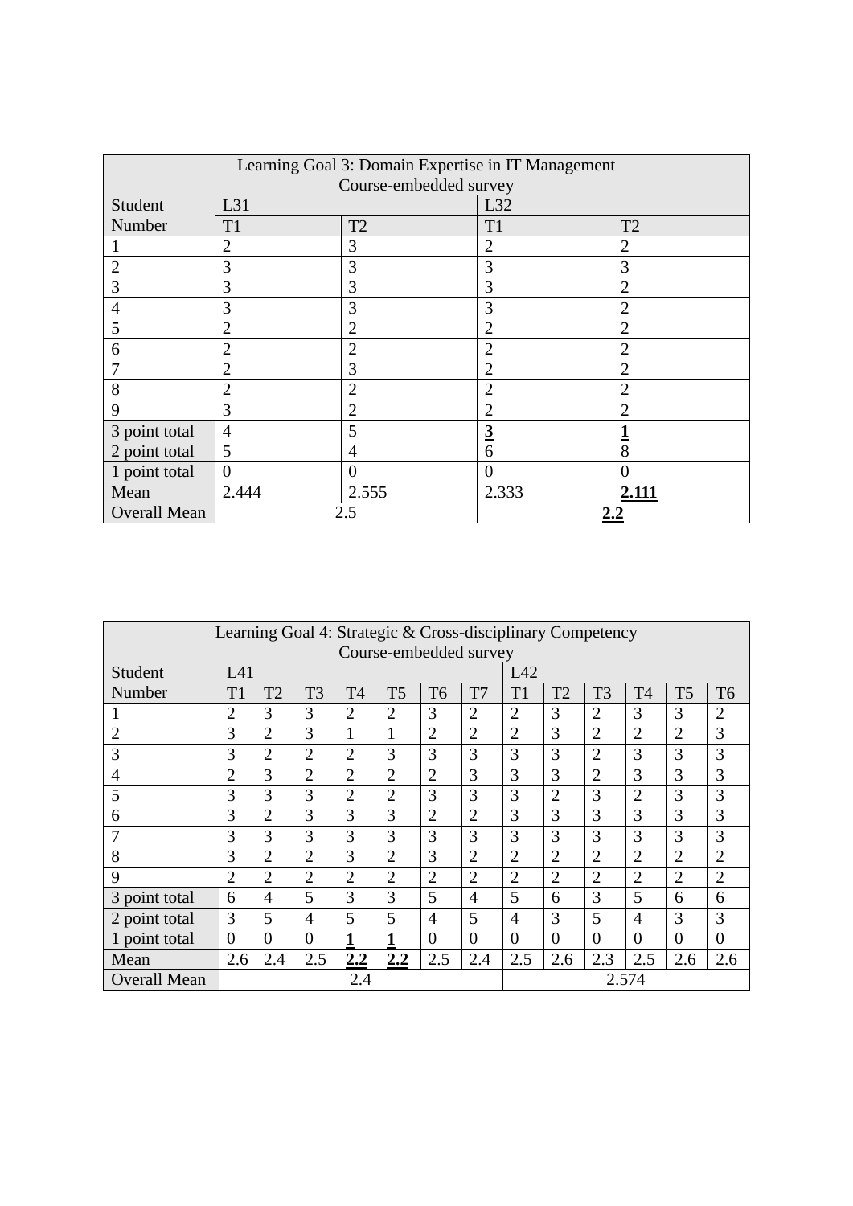| Learning Goal 3: Domain Expertise in IT Management<br>Course-embedded survey | | | | |
|---|---|---|---|---|
| Student Number | L31 | | L32 | |
| | T1 | T2 | T1 | T2 |
| 1 | 2 | 3 | 2 | 2 |
| 2 | 3 | 3 | 3 | 3 |
| 3 | 3 | 3 | 3 | 2 |
| 4 | 3 | 3 | 3 | 2 |
| 5 | 2 | 2 | 2 | 2 |
| 6 | 2 | 2 | 2 | 2 |
| 7 | 2 | 3 | 2 | 2 |
| 8 | 2 | 2 | 2 | 2 |
| 9 | 3 | 2 | 2 | 2 |
| 3 point total | 4 | 5 | **3** | **1** |
| 2 point total | 5 | 4 | 6 | 8 |
| 1 point total | 0 | 0 | 0 | 0 |
| Mean | 2.444 | 2.555 | 2.333 | **2.111** |
| Overall Mean | 2.5 | | **2.2** | |

| Learning Goal 4: Strategic & Cross-disciplinary Competency<br>Course-embedded survey | | | | | | | | | | | | | |
|---|---|---|---|---|---|---|---|---|---|---|---|---|---|
| Student Number | L41 | | | | | | | L42 | | | | | |
| | T1 | T2 | T3 | T4 | T5 | T6 | T7 | T1 | T2 | T3 | T4 | T5 | T6 |
| 1 | 2 | 3 | 3 | 2 | 2 | 3 | 2 | 2 | 3 | 2 | 3 | 3 | 2 |
| 2 | 3 | 2 | 3 | 1 | 1 | 2 | 2 | 2 | 3 | 2 | 2 | 2 | 3 |
| 3 | 3 | 2 | 2 | 2 | 3 | 3 | 3 | 3 | 3 | 2 | 3 | 3 | 3 |
| 4 | 2 | 3 | 2 | 2 | 2 | 2 | 3 | 3 | 3 | 2 | 3 | 3 | 3 |
| 5 | 3 | 3 | 3 | 2 | 2 | 3 | 3 | 3 | 2 | 3 | 2 | 3 | 3 |
| 6 | 3 | 2 | 3 | 3 | 3 | 2 | 2 | 3 | 3 | 3 | 3 | 3 | 3 |
| 7 | 3 | 3 | 3 | 3 | 3 | 3 | 3 | 3 | 3 | 3 | 3 | 3 | 3 |
| 8 | 3 | 2 | 2 | 3 | 2 | 3 | 2 | 2 | 2 | 2 | 2 | 2 | 2 |
| 9 | 2 | 2 | 2 | 2 | 2 | 2 | 2 | 2 | 2 | 2 | 2 | 2 | 2 |
| 3 point total | 6 | 4 | 5 | 3 | 3 | 5 | 4 | 5 | 6 | 3 | 5 | 6 | 6 |
| 2 point total | 3 | 5 | 4 | 5 | 5 | 4 | 5 | 4 | 3 | 5 | 4 | 3 | 3 |
| 1 point total | 0 | 0 | 0 | **1** | **1** | 0 | 0 | 0 | 0 | 0 | 0 | 0 | 0 |
| Mean | 2.6 | 2.4 | 2.5 | **2.2** | **2.2** | 2.5 | 2.4 | 2.5 | 2.6 | 2.3 | 2.5 | 2.6 | 2.6 |
| Overall Mean | 2.4 | | | | | | | 2.574 | | | | | |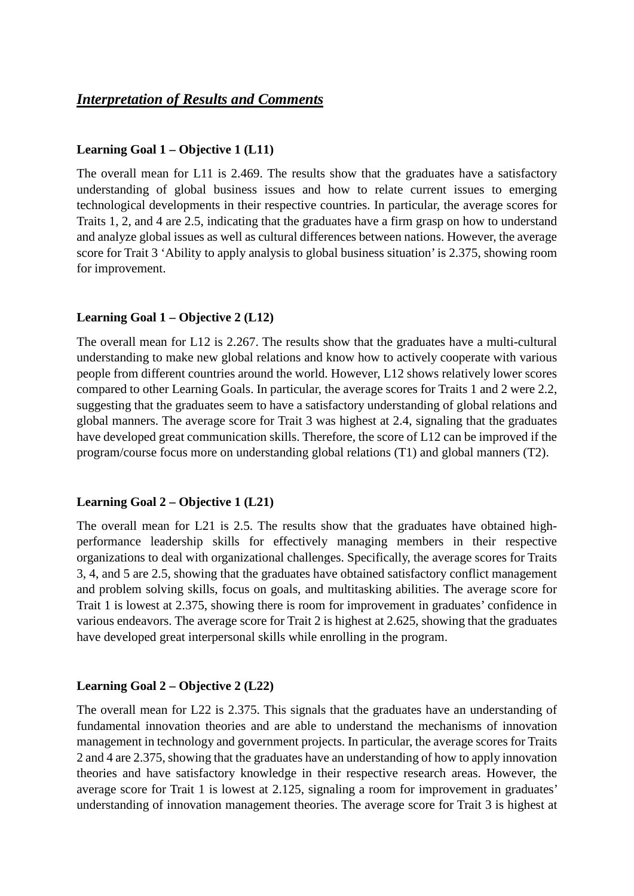## ***Interpretation of Results and Comments***

**Learning Goal 1 – Objective 1 (L11)**

The overall mean for L11 is 2.469. The results show that the graduates have a satisfactory understanding of global business issues and how to relate current issues to emerging technological developments in their respective countries. In particular, the average scores for Traits 1, 2, and 4 are 2.5, indicating that the graduates have a firm grasp on how to understand and analyze global issues as well as cultural differences between nations. However, the average score for Trait 3 'Ability to apply analysis to global business situation' is 2.375, showing room for improvement.

**Learning Goal 1 – Objective 2 (L12)**

The overall mean for L12 is 2.267. The results show that the graduates have a multi-cultural understanding to make new global relations and know how to actively cooperate with various people from different countries around the world. However, L12 shows relatively lower scores compared to other Learning Goals. In particular, the average scores for Traits 1 and 2 were 2.2, suggesting that the graduates seem to have a satisfactory understanding of global relations and global manners. The average score for Trait 3 was highest at 2.4, signaling that the graduates have developed great communication skills. Therefore, the score of L12 can be improved if the program/course focus more on understanding global relations (T1) and global manners (T2).

**Learning Goal 2 – Objective 1 (L21)**

The overall mean for L21 is 2.5. The results show that the graduates have obtained high-performance leadership skills for effectively managing members in their respective organizations to deal with organizational challenges. Specifically, the average scores for Traits 3, 4, and 5 are 2.5, showing that the graduates have obtained satisfactory conflict management and problem solving skills, focus on goals, and multitasking abilities. The average score for Trait 1 is lowest at 2.375, showing there is room for improvement in graduates' confidence in various endeavors. The average score for Trait 2 is highest at 2.625, showing that the graduates have developed great interpersonal skills while enrolling in the program.

**Learning Goal 2 – Objective 2 (L22)**

The overall mean for L22 is 2.375. This signals that the graduates have an understanding of fundamental innovation theories and are able to understand the mechanisms of innovation management in technology and government projects. In particular, the average scores for Traits 2 and 4 are 2.375, showing that the graduates have an understanding of how to apply innovation theories and have satisfactory knowledge in their respective research areas. However, the average score for Trait 1 is lowest at 2.125, signaling a room for improvement in graduates' understanding of innovation management theories. The average score for Trait 3 is highest at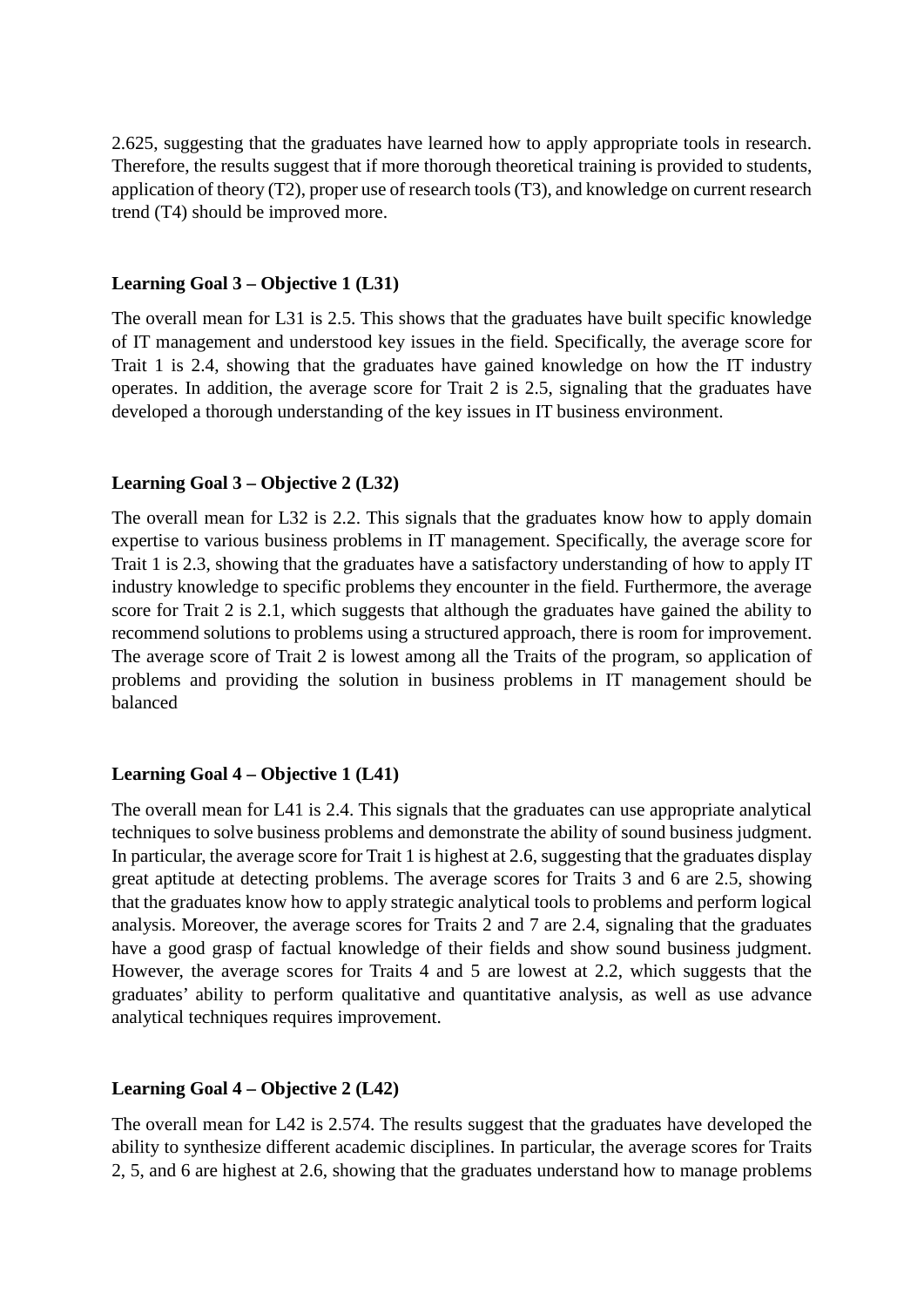2.625, suggesting that the graduates have learned how to apply appropriate tools in research. Therefore, the results suggest that if more thorough theoretical training is provided to students, application of theory (T2), proper use of research tools (T3), and knowledge on current research trend (T4) should be improved more.

**Learning Goal 3 – Objective 1 (L31)**

The overall mean for L31 is 2.5. This shows that the graduates have built specific knowledge of IT management and understood key issues in the field. Specifically, the average score for Trait 1 is 2.4, showing that the graduates have gained knowledge on how the IT industry operates. In addition, the average score for Trait 2 is 2.5, signaling that the graduates have developed a thorough understanding of the key issues in IT business environment.

**Learning Goal 3 – Objective 2 (L32)**

The overall mean for L32 is 2.2. This signals that the graduates know how to apply domain expertise to various business problems in IT management. Specifically, the average score for Trait 1 is 2.3, showing that the graduates have a satisfactory understanding of how to apply IT industry knowledge to specific problems they encounter in the field. Furthermore, the average score for Trait 2 is 2.1, which suggests that although the graduates have gained the ability to recommend solutions to problems using a structured approach, there is room for improvement. The average score of Trait 2 is lowest among all the Traits of the program, so application of problems and providing the solution in business problems in IT management should be balanced

**Learning Goal 4 – Objective 1 (L41)**

The overall mean for L41 is 2.4. This signals that the graduates can use appropriate analytical techniques to solve business problems and demonstrate the ability of sound business judgment. In particular, the average score for Trait 1 is highest at 2.6, suggesting that the graduates display great aptitude at detecting problems. The average scores for Traits 3 and 6 are 2.5, showing that the graduates know how to apply strategic analytical tools to problems and perform logical analysis. Moreover, the average scores for Traits 2 and 7 are 2.4, signaling that the graduates have a good grasp of factual knowledge of their fields and show sound business judgment. However, the average scores for Traits 4 and 5 are lowest at 2.2, which suggests that the graduates' ability to perform qualitative and quantitative analysis, as well as use advance analytical techniques requires improvement.

**Learning Goal 4 – Objective 2 (L42)**

The overall mean for L42 is 2.574. The results suggest that the graduates have developed the ability to synthesize different academic disciplines. In particular, the average scores for Traits 2, 5, and 6 are highest at 2.6, showing that the graduates understand how to manage problems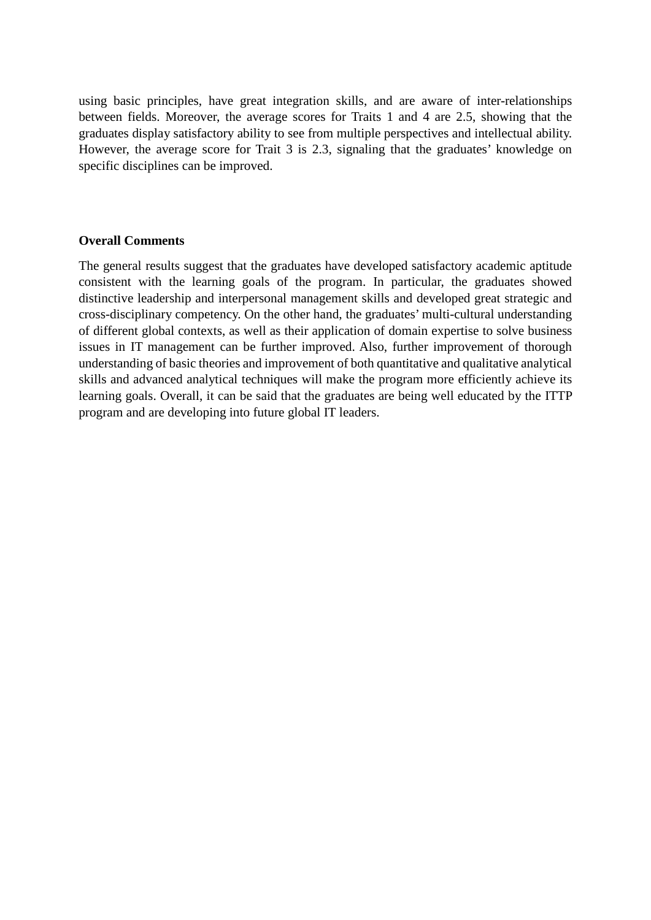using basic principles, have great integration skills, and are aware of inter-relationships between fields. Moreover, the average scores for Traits 1 and 4 are 2.5, showing that the graduates display satisfactory ability to see from multiple perspectives and intellectual ability. However, the average score for Trait 3 is 2.3, signaling that the graduates' knowledge on specific disciplines can be improved.

**Overall Comments**

The general results suggest that the graduates have developed satisfactory academic aptitude consistent with the learning goals of the program. In particular, the graduates showed distinctive leadership and interpersonal management skills and developed great strategic and cross-disciplinary competency. On the other hand, the graduates' multi-cultural understanding of different global contexts, as well as their application of domain expertise to solve business issues in IT management can be further improved. Also, further improvement of thorough understanding of basic theories and improvement of both quantitative and qualitative analytical skills and advanced analytical techniques will make the program more efficiently achieve its learning goals. Overall, it can be said that the graduates are being well educated by the ITTP program and are developing into future global IT leaders.